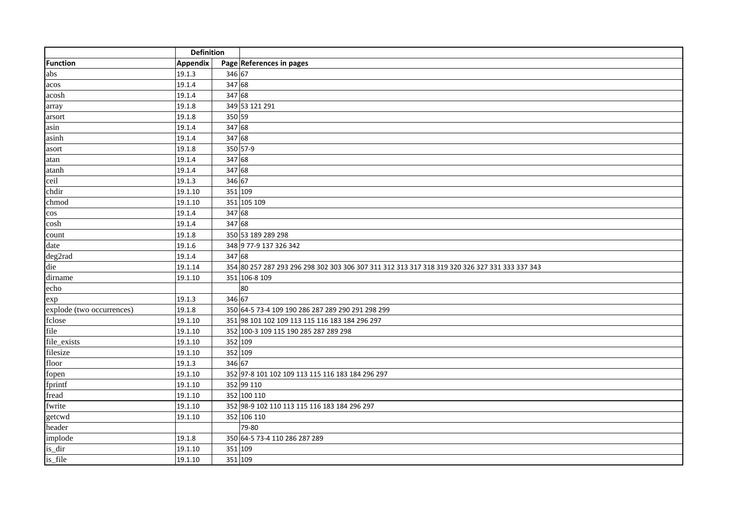| | Definition | | |
|---|---|---|---|
| Function | Appendix | Page | References in pages |
| abs | 19.1.3 | 346 | 67 |
| acos | 19.1.4 | 347 | 68 |
| acosh | 19.1.4 | 347 | 68 |
| array | 19.1.8 | 349 | 53 121 291 |
| arsort | 19.1.8 | 350 | 59 |
| asin | 19.1.4 | 347 | 68 |
| asinh | 19.1.4 | 347 | 68 |
| asort | 19.1.8 | 350 | 57-9 |
| atan | 19.1.4 | 347 | 68 |
| atanh | 19.1.4 | 347 | 68 |
| ceil | 19.1.3 | 346 | 67 |
| chdir | 19.1.10 | 351 | 109 |
| chmod | 19.1.10 | 351 | 105 109 |
| cos | 19.1.4 | 347 | 68 |
| cosh | 19.1.4 | 347 | 68 |
| count | 19.1.8 | 350 | 53 189 289 298 |
| date | 19.1.6 | 348 | 9 77-9 137 326 342 |
| deg2rad | 19.1.4 | 347 | 68 |
| die | 19.1.14 | 354 | 80 257 287 293 296 298 302 303 306 307 311 312 313 317 318 319 320 326 327 331 333 337 343 |
| dirname | 19.1.10 | 351 | 106-8 109 |
| echo | | | 80 |
| exp | 19.1.3 | 346 | 67 |
| explode (two occurrences) | 19.1.8 | 350 | 64-5 73-4 109 190 286 287 289 290 291 298 299 |
| fclose | 19.1.10 | 351 | 98 101 102 109 113 115 116 183 184 296 297 |
| file | 19.1.10 | 352 | 100-3 109 115 190 285 287 289 298 |
| file_exists | 19.1.10 | 352 | 109 |
| filesize | 19.1.10 | 352 | 109 |
| floor | 19.1.3 | 346 | 67 |
| fopen | 19.1.10 | 352 | 97-8 101 102 109 113 115 116 183 184 296 297 |
| fprintf | 19.1.10 | 352 | 99 110 |
| fread | 19.1.10 | 352 | 100 110 |
| fwrite | 19.1.10 | 352 | 98-9 102 110 113 115 116 183 184 296 297 |
| getcwd | 19.1.10 | 352 | 106 110 |
| header | | | 79-80 |
| implode | 19.1.8 | 350 | 64-5 73-4 110 286 287 289 |
| is_dir | 19.1.10 | 351 | 109 |
| is_file | 19.1.10 | 351 | 109 |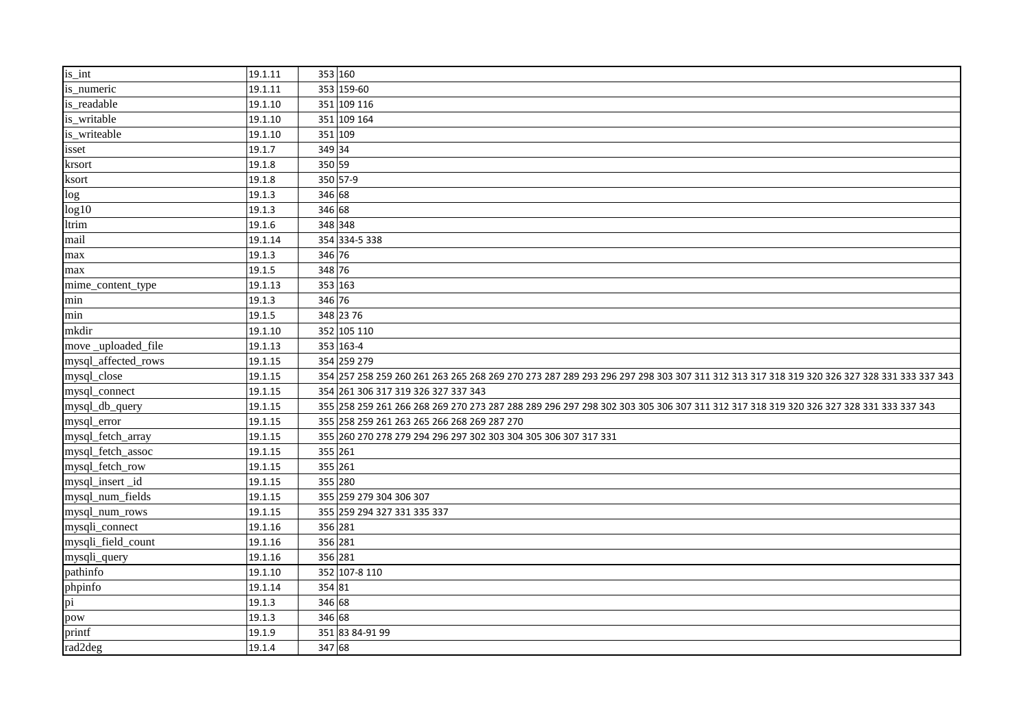| | | | |
|---|---|---|---|
| is_int | 19.1.11 | 353 | 160 |
| is_numeric | 19.1.11 | 353 | 159-60 |
| is_readable | 19.1.10 | 351 | 109 116 |
| is_writable | 19.1.10 | 351 | 109 164 |
| is_writeable | 19.1.10 | 351 | 109 |
| isset | 19.1.7 | 349 | 34 |
| krsort | 19.1.8 | 350 | 59 |
| ksort | 19.1.8 | 350 | 57-9 |
| log | 19.1.3 | 346 | 68 |
| log10 | 19.1.3 | 346 | 68 |
| ltrim | 19.1.6 | 348 | 348 |
| mail | 19.1.14 | 354 | 334-5 338 |
| max | 19.1.3 | 346 | 76 |
| max | 19.1.5 | 348 | 76 |
| mime_content_type | 19.1.13 | 353 | 163 |
| min | 19.1.3 | 346 | 76 |
| min | 19.1.5 | 348 | 23 76 |
| mkdir | 19.1.10 | 352 | 105 110 |
| move _uploaded_file | 19.1.13 | 353 | 163-4 |
| mysql_affected_rows | 19.1.15 | 354 | 259 279 |
| mysql_close | 19.1.15 | 354 | 257 258 259 260 261 263 265 268 269 270 273 287 289 293 296 297 298 303 307 311 312 313 317 318 319 320 326 327 328 331 333 337 343 |
| mysql_connect | 19.1.15 | 354 | 261 306 317 319 326 327 337 343 |
| mysql_db_query | 19.1.15 | 355 | 258 259 261 266 268 269 270 273 287 288 289 296 297 298 302 303 305 306 307 311 312 317 318 319 320 326 327 328 331 333 337 343 |
| mysql_error | 19.1.15 | 355 | 258 259 261 263 265 266 268 269 287 270 |
| mysql_fetch_array | 19.1.15 | 355 | 260 270 278 279 294 296 297 302 303 304 305 306 307 317 331 |
| mysql_fetch_assoc | 19.1.15 | 355 | 261 |
| mysql_fetch_row | 19.1.15 | 355 | 261 |
| mysql_insert _id | 19.1.15 | 355 | 280 |
| mysql_num_fields | 19.1.15 | 355 | 259 279 304 306 307 |
| mysql_num_rows | 19.1.15 | 355 | 259 294 327 331 335 337 |
| mysqli_connect | 19.1.16 | 356 | 281 |
| mysqli_field_count | 19.1.16 | 356 | 281 |
| mysqli_query | 19.1.16 | 356 | 281 |
| pathinfo | 19.1.10 | 352 | 107-8 110 |
| phpinfo | 19.1.14 | 354 | 81 |
| pi | 19.1.3 | 346 | 68 |
| pow | 19.1.3 | 346 | 68 |
| printf | 19.1.9 | 351 | 83 84-91 99 |
| rad2deg | 19.1.4 | 347 | 68 |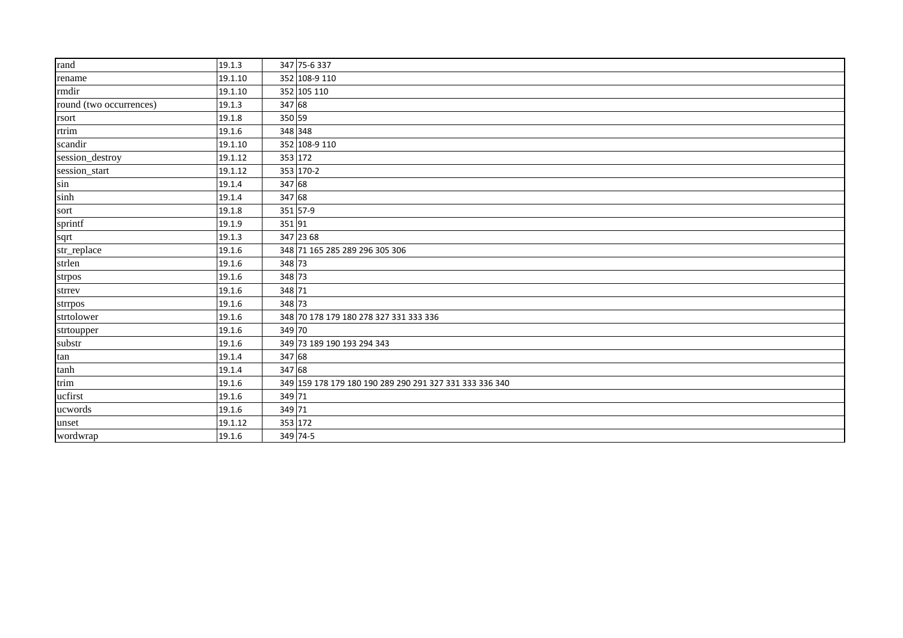| | | | |
|---|---|---|---|
| rand | 19.1.3 | 347 | 75-6 337 |
| rename | 19.1.10 | 352 | 108-9 110 |
| rmdir | 19.1.10 | 352 | 105 110 |
| round (two occurrences) | 19.1.3 | 347 | 68 |
| rsort | 19.1.8 | 350 | 59 |
| rtrim | 19.1.6 | 348 | 348 |
| scandir | 19.1.10 | 352 | 108-9 110 |
| session_destroy | 19.1.12 | 353 | 172 |
| session_start | 19.1.12 | 353 | 170-2 |
| sin | 19.1.4 | 347 | 68 |
| sinh | 19.1.4 | 347 | 68 |
| sort | 19.1.8 | 351 | 57-9 |
| sprintf | 19.1.9 | 351 | 91 |
| sqrt | 19.1.3 | 347 | 23 68 |
| str_replace | 19.1.6 | 348 | 71 165 285 289 296 305 306 |
| strlen | 19.1.6 | 348 | 73 |
| strpos | 19.1.6 | 348 | 73 |
| strrev | 19.1.6 | 348 | 71 |
| strrpos | 19.1.6 | 348 | 73 |
| strtolower | 19.1.6 | 348 | 70 178 179 180 278 327 331 333 336 |
| strtoupper | 19.1.6 | 349 | 70 |
| substr | 19.1.6 | 349 | 73 189 190 193 294 343 |
| tan | 19.1.4 | 347 | 68 |
| tanh | 19.1.4 | 347 | 68 |
| trim | 19.1.6 | 349 | 159 178 179 180 190 289 290 291 327 331 333 336 340 |
| ucfirst | 19.1.6 | 349 | 71 |
| ucwords | 19.1.6 | 349 | 71 |
| unset | 19.1.12 | 353 | 172 |
| wordwrap | 19.1.6 | 349 | 74-5 |